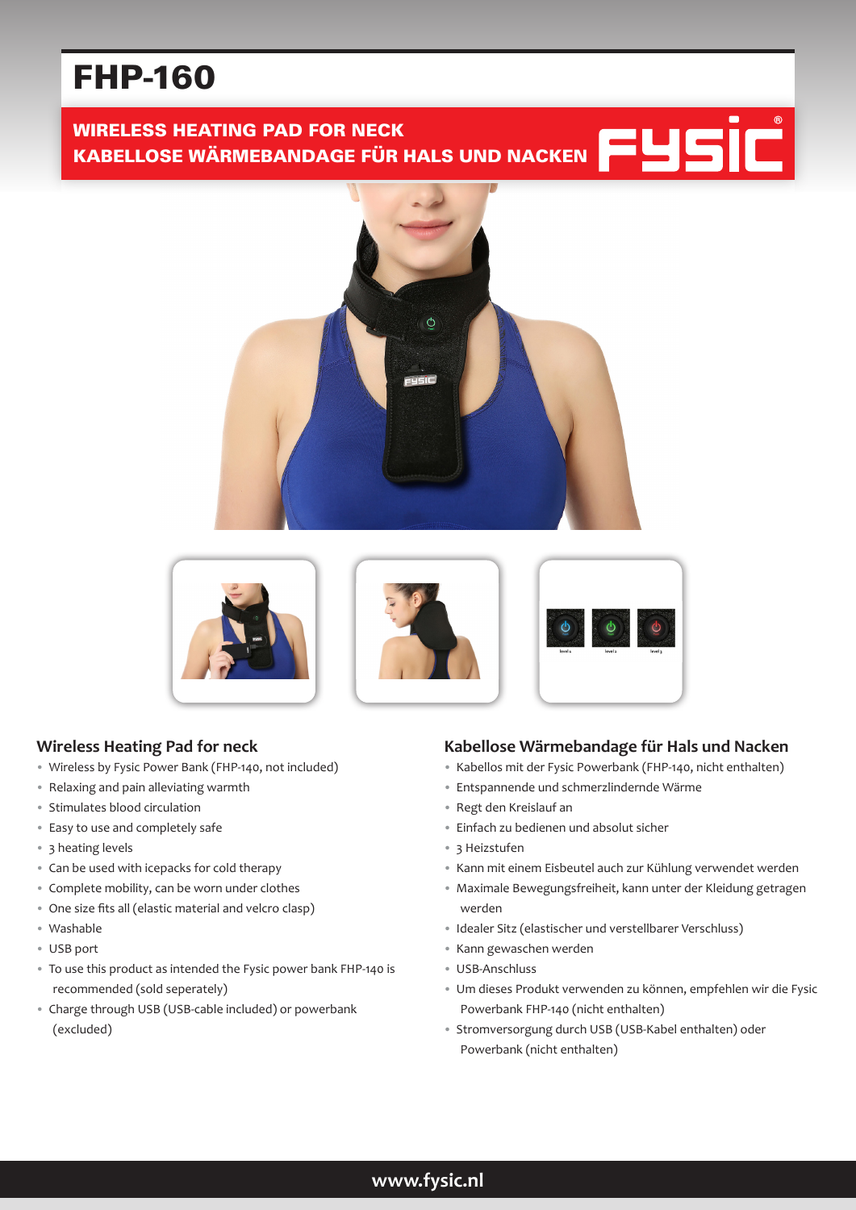# FHP-160

## WIRELESS HEATING PAD FOR NECK
## KABELLOSE WÄRMEBANDAGE FÜR HALS UND NACKEN

FYSIC®

### Wireless Heating Pad for neck

- Wireless by Fysic Power Bank (FHP-140, not included)
- Relaxing and pain alleviating warmth
- Stimulates blood circulation
- Easy to use and completely safe
- 3 heating levels
- Can be used with icepacks for cold therapy
- Complete mobility, can be worn under clothes
- One size fits all (elastic material and velcro clasp)
- Washable
- USB port
- To use this product as intended the Fysic power bank FHP-140 is recommended (sold seperately)
- Charge through USB (USB-cable included) or powerbank (excluded)

### Kabellose Wärmebandage für Hals und Nacken

- Kabellos mit der Fysic Powerbank (FHP-140, nicht enthalten)
- Entspannende und schmerzlindernde Wärme
- Regt den Kreislauf an
- Einfach zu bedienen und absolut sicher
- 3 Heizstufen
- Kann mit einem Eisbeutel auch zur Kühlung verwendet werden
- Maximale Bewegungsfreiheit, kann unter der Kleidung getragen werden
- Idealer Sitz (elastischer und verstellbarer Verschluss)
- Kann gewaschen werden
- USB-Anschluss
- Um dieses Produkt verwenden zu können, empfehlen wir die Fysic Powerbank FHP-140 (nicht enthalten)
- Stromversorgung durch USB (USB-Kabel enthalten) oder Powerbank (nicht enthalten)

www.fysic.nl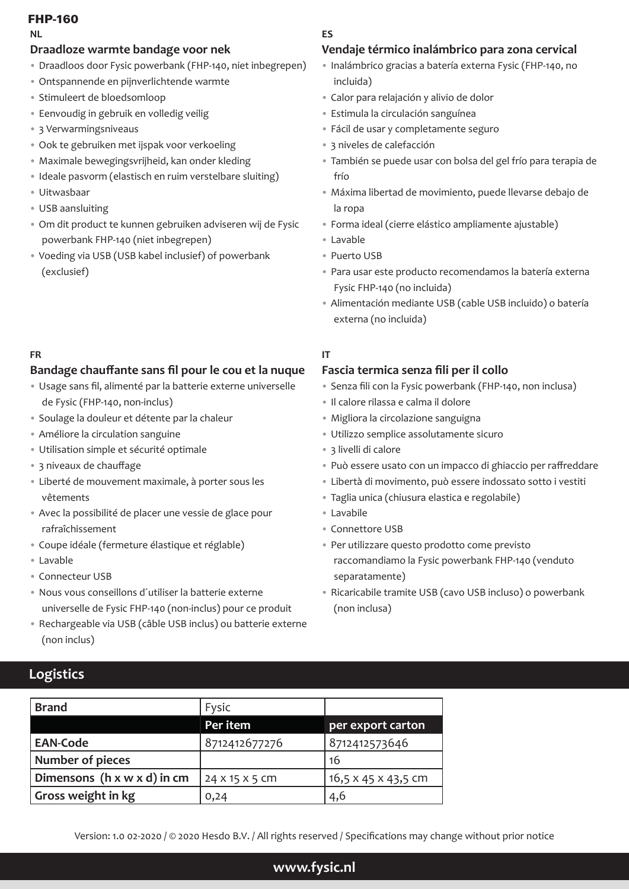# FHP-160

**NL**

### Draadloze warmte bandage voor nek

- Draadloos door Fysic powerbank (FHP-140, niet inbegrepen)
- Ontspannende en pijnverlichtende warmte
- Stimuleert de bloedsomloop
- Eenvoudig in gebruik en volledig veilig
- 3 Verwarmingsniveaus
- Ook te gebruiken met ijspak voor verkoeling
- Maximale bewegingsvrijheid, kan onder kleding
- Ideale pasvorm (elastisch en ruim verstelbare sluiting)
- Uitwasbaar
- USB aansluiting
- Om dit product te kunnen gebruiken adviseren wij de Fysic powerbank FHP-140 (niet inbegrepen)
- Voeding via USB (USB kabel inclusief) of powerbank (exclusief)

**ES**

### Vendaje térmico inalámbrico para zona cervical

- Inalámbrico gracias a batería externa Fysic (FHP-140, no incluida)
- Calor para relajación y alivio de dolor
- Estimula la circulación sanguínea
- Fácil de usar y completamente seguro
- 3 niveles de calefacción
- También se puede usar con bolsa del gel frío para terapia de frío
- Máxima libertad de movimiento, puede llevarse debajo de la ropa
- Forma ideal (cierre elástico ampliamente ajustable)
- Lavable
- Puerto USB
- Para usar este producto recomendamos la batería externa Fysic FHP-140 (no incluida)
- Alimentación mediante USB (cable USB incluido) o batería externa (no incluida)

**FR**

### Bandage chauffante sans fil pour le cou et la nuque

- Usage sans fil, alimenté par la batterie externe universelle de Fysic (FHP-140, non-inclus)
- Soulage la douleur et détente par la chaleur
- Améliore la circulation sanguine
- Utilisation simple et sécurité optimale
- 3 niveaux de chauffage
- Liberté de mouvement maximale, à porter sous les vêtements
- Avec la possibilité de placer une vessie de glace pour rafraîchissement
- Coupe idéale (fermeture élastique et réglable)
- Lavable
- Connecteur USB
- Nous vous conseillons d´utiliser la batterie externe universelle de Fysic FHP-140 (non-inclus) pour ce produit
- Rechargeable via USB (câble USB inclus) ou batterie externe (non inclus)

**IT**

### Fascia termica senza fili per il collo

- Senza fili con la Fysic powerbank (FHP-140, non inclusa)
- Il calore rilassa e calma il dolore
- Migliora la circolazione sanguigna
- Utilizzo semplice assolutamente sicuro
- 3 livelli di calore
- Può essere usato con un impacco di ghiaccio per raffreddare
- Libertà di movimento, può essere indossato sotto i vestiti
- Taglia unica (chiusura elastica e regolabile)
- Lavabile
- Connettore USB
- Per utilizzare questo prodotto come previsto raccomandiamo la Fysic powerbank FHP-140 (venduto separatamente)
- Ricaricabile tramite USB (cavo USB incluso) o powerbank (non inclusa)

## Logistics

| Brand | Fysic | |
|---|---|---|
| | **Per item** | **per export carton** |
| **EAN-Code** | 8712412677276 | 8712412573646 |
| **Number of pieces** | | 16 |
| **Dimensons (h x w x d) in cm** | 24 x 15 x 5 cm | 16,5 x 45 x 43,5 cm |
| **Gross weight in kg** | 0,24 | 4,6 |

Version: 1.0 02-2020 / © 2020 Hesdo B.V. / All rights reserved / Specifications may change without prior notice

**www.fysic.nl**